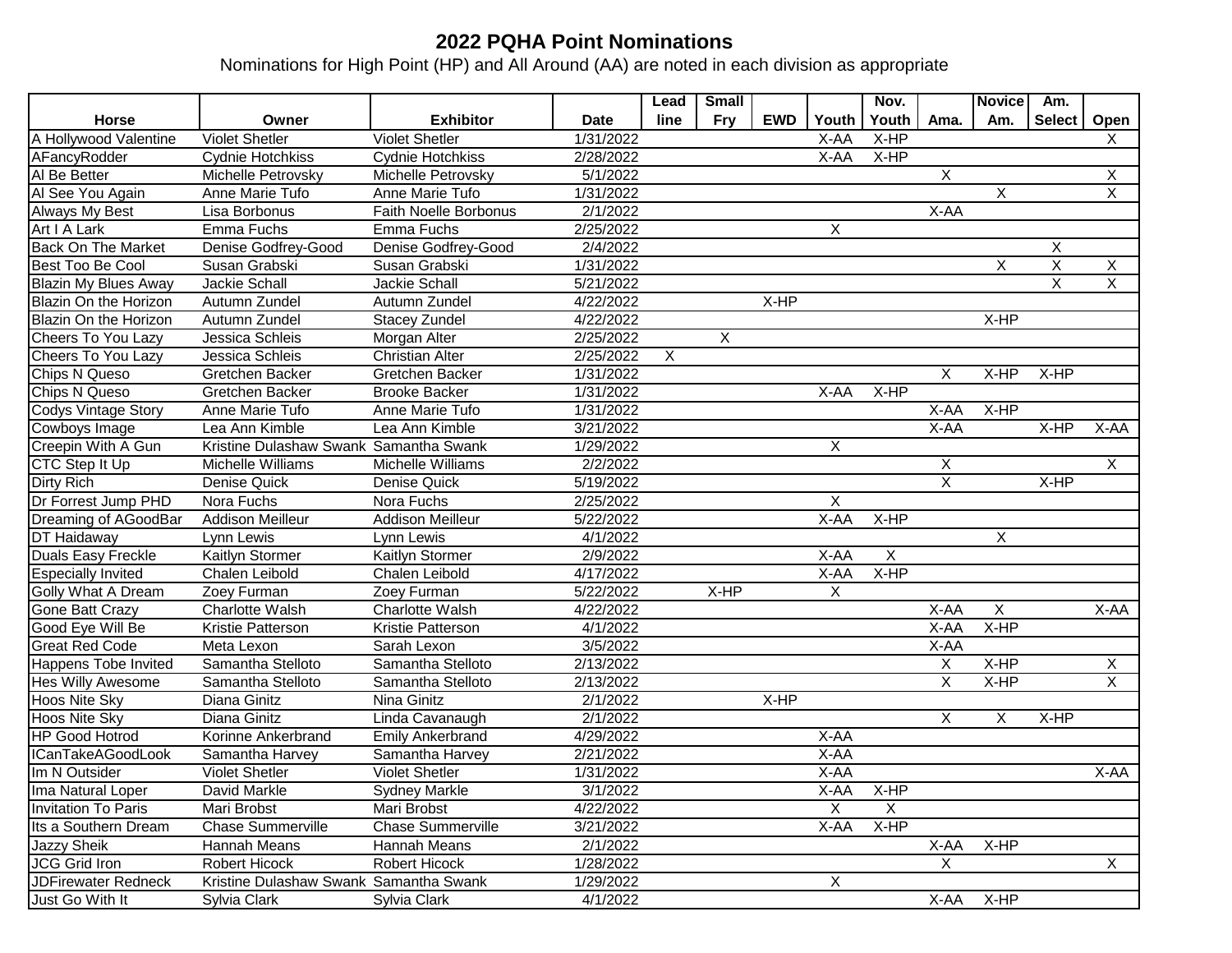# 2022 PQHA Point Nominations

Nominations for High Point (HP) and All Around (AA) are noted in each division as appropriate

| Horse | Owner | Exhibitor | Date | Lead line | Small Fry | EWD | Youth | Nov. Youth | Ama. | Novice Am. | Am. Select | Open |
|---|---|---|---|---|---|---|---|---|---|---|---|---|
| A Hollywood Valentine | Violet Shetler | Violet Shetler | 1/31/2022 | | | | X-AA | X-HP | | | | X |
| AFancyRodder | Cydnie Hotchkiss | Cydnie Hotchkiss | 2/28/2022 | | | | X-AA | X-HP | | | | |
| Al Be Better | Michelle Petrovsky | Michelle Petrovsky | 5/1/2022 | | | | | | X | | | X |
| Al See You Again | Anne Marie Tufo | Anne Marie Tufo | 1/31/2022 | | | | | | | X | | X |
| Always My Best | Lisa Borbonus | Faith Noelle Borbonus | 2/1/2022 | | | | | | X-AA | | | |
| Art I A Lark | Emma Fuchs | Emma Fuchs | 2/25/2022 | | | | X | | | | | |
| Back On The Market | Denise Godfrey-Good | Denise Godfrey-Good | 2/4/2022 | | | | | | | | X | |
| Best Too Be Cool | Susan Grabski | Susan Grabski | 1/31/2022 | | | | | | | X | X | X |
| Blazin My Blues Away | Jackie Schall | Jackie Schall | 5/21/2022 | | | | | | | | X | X |
| Blazin On the Horizon | Autumn Zundel | Autumn Zundel | 4/22/2022 | | | X-HP | | | | | | |
| Blazin On the Horizon | Autumn Zundel | Stacey Zundel | 4/22/2022 | | | | | | | X-HP | | |
| Cheers To You Lazy | Jessica Schleis | Morgan Alter | 2/25/2022 | | X | | | | | | | |
| Cheers To You Lazy | Jessica Schleis | Christian Alter | 2/25/2022 | X | | | | | | | | |
| Chips N Queso | Gretchen Backer | Gretchen Backer | 1/31/2022 | | | | | | X | X-HP | X-HP | |
| Chips N Queso | Gretchen Backer | Brooke Backer | 1/31/2022 | | | | X-AA | X-HP | | | | |
| Codys Vintage Story | Anne Marie Tufo | Anne Marie Tufo | 1/31/2022 | | | | | | X-AA | X-HP | | |
| Cowboys Image | Lea Ann Kimble | Lea Ann Kimble | 3/21/2022 | | | | | | X-AA | | X-HP | X-AA |
| Creepin With A Gun | Kristine Dulashaw Swank | Samantha Swank | 1/29/2022 | | | | X | | | | | |
| CTC Step It Up | Michelle Williams | Michelle Williams | 2/2/2022 | | | | | | X | | | X |
| Dirty Rich | Denise Quick | Denise Quick | 5/19/2022 | | | | | | X | | X-HP | |
| Dr Forrest Jump PHD | Nora Fuchs | Nora Fuchs | 2/25/2022 | | | | X | | | | | |
| Dreaming of AGoodBar | Addison Meilleur | Addison Meilleur | 5/22/2022 | | | | X-AA | X-HP | | | | |
| DT Haidaway | Lynn Lewis | Lynn Lewis | 4/1/2022 | | | | | | | X | | |
| Duals Easy Freckle | Kaitlyn Stormer | Kaitlyn Stormer | 2/9/2022 | | | | X-AA | X | | | | |
| Especially Invited | Chalen Leibold | Chalen Leibold | 4/17/2022 | | | | X-AA | X-HP | | | | |
| Golly What A Dream | Zoey Furman | Zoey Furman | 5/22/2022 | | X-HP | | X | | | | | |
| Gone Batt Crazy | Charlotte Walsh | Charlotte Walsh | 4/22/2022 | | | | | | X-AA | X | | X-AA |
| Good Eye Will Be | Kristie Patterson | Kristie Patterson | 4/1/2022 | | | | | | X-AA | X-HP | | |
| Great Red Code | Meta Lexon | Sarah Lexon | 3/5/2022 | | | | | | X-AA | | | |
| Happens Tobe Invited | Samantha Stelloto | Samantha Stelloto | 2/13/2022 | | | | | | X | X-HP | | X |
| Hes Willy Awesome | Samantha Stelloto | Samantha Stelloto | 2/13/2022 | | | | | | X | X-HP | | X |
| Hoos Nite Sky | Diana Ginitz | Nina Ginitz | 2/1/2022 | | | X-HP | | | | | | |
| Hoos Nite Sky | Diana Ginitz | Linda Cavanaugh | 2/1/2022 | | | | | | X | X | X-HP | |
| HP Good Hotrod | Korinne Ankerbrand | Emily Ankerbrand | 4/29/2022 | | | | X-AA | | | | | |
| ICanTakeAGoodLook | Samantha Harvey | Samantha Harvey | 2/21/2022 | | | | X-AA | | | | | |
| Im N Outsider | Violet Shetler | Violet Shetler | 1/31/2022 | | | | X-AA | | | | | X-AA |
| Ima Natural Loper | David Markle | Sydney Markle | 3/1/2022 | | | | X-AA | X-HP | | | | |
| Invitation To Paris | Mari Brobst | Mari Brobst | 4/22/2022 | | | | X | X | | | | |
| Its a Southern Dream | Chase Summerville | Chase Summerville | 3/21/2022 | | | | X-AA | X-HP | | | | |
| Jazzy Sheik | Hannah Means | Hannah Means | 2/1/2022 | | | | | | X-AA | X-HP | | |
| JCG Grid Iron | Robert Hicock | Robert Hicock | 1/28/2022 | | | | | | X | | | X |
| JDFirewater Redneck | Kristine Dulashaw Swank | Samantha Swank | 1/29/2022 | | | | X | | | | | |
| Just Go With It | Sylvia Clark | Sylvia Clark | 4/1/2022 | | | | | | X-AA | X-HP | | |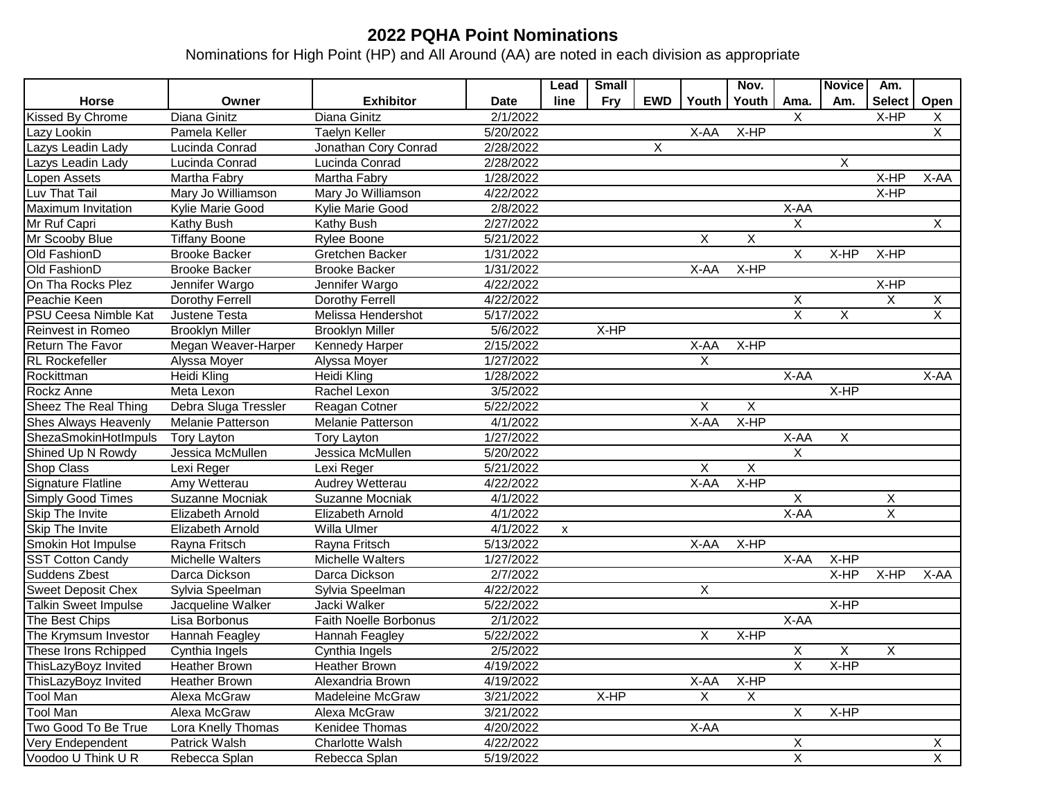# 2022 PQHA Point Nominations

Nominations for High Point (HP) and All Around (AA) are noted in each division as appropriate

| Horse | Owner | Exhibitor | Date | Lead line | Small Fry | EWD | Youth | Nov. Youth | Ama. | Novice Am. | Am. Select | Open |
|---|---|---|---|---|---|---|---|---|---|---|---|---|
| Kissed By Chrome | Diana Ginitz | Diana Ginitz | 2/1/2022 | | | | | | X | | X-HP | X |
| Lazy Lookin | Pamela Keller | Taelyn Keller | 5/20/2022 | | | | X-AA | X-HP | | | | X |
| Lazys Leadin Lady | Lucinda Conrad | Jonathan Cory Conrad | 2/28/2022 | | | X | | | | | | |
| Lazys Leadin Lady | Lucinda Conrad | Lucinda Conrad | 2/28/2022 | | | | | | | X | | |
| Lopen Assets | Martha Fabry | Martha Fabry | 1/28/2022 | | | | | | | | X-HP | X-AA |
| Luv That Tail | Mary Jo Williamson | Mary Jo Williamson | 4/22/2022 | | | | | | | | X-HP | |
| Maximum Invitation | Kylie Marie Good | Kylie Marie Good | 2/8/2022 | | | | | | X-AA | | | |
| Mr Ruf Capri | Kathy Bush | Kathy Bush | 2/27/2022 | | | | | | X | | | X |
| Mr Scooby Blue | Tiffany Boone | Rylee Boone | 5/21/2022 | | | | X | X | | | | |
| Old FashionD | Brooke Backer | Gretchen Backer | 1/31/2022 | | | | | | X | X-HP | X-HP | |
| Old FashionD | Brooke Backer | Brooke Backer | 1/31/2022 | | | | X-AA | X-HP | | | | |
| On Tha Rocks Plez | Jennifer Wargo | Jennifer Wargo | 4/22/2022 | | | | | | | | X-HP | |
| Peachie Keen | Dorothy Ferrell | Dorothy Ferrell | 4/22/2022 | | | | | | X | | X | X |
| PSU Ceesa Nimble Kat | Justene Testa | Melissa Hendershot | 5/17/2022 | | | | | | X | X | | X |
| Reinvest in Romeo | Brooklyn Miller | Brooklyn Miller | 5/6/2022 | | X-HP | | | | | | | |
| Return The Favor | Megan Weaver-Harper | Kennedy Harper | 2/15/2022 | | | | X-AA | X-HP | | | | |
| RL Rockefeller | Alyssa Moyer | Alyssa Moyer | 1/27/2022 | | | | X | | | | | |
| Rockittman | Heidi Kling | Heidi Kling | 1/28/2022 | | | | | | X-AA | | | X-AA |
| Rockz Anne | Meta Lexon | Rachel Lexon | 3/5/2022 | | | | | | | X-HP | | |
| Sheez The Real Thing | Debra Sluga Tressler | Reagan Cotner | 5/22/2022 | | | | X | X | | | | |
| Shes Always Heavenly | Melanie Patterson | Melanie Patterson | 4/1/2022 | | | | X-AA | X-HP | | | | |
| ShezaSmokinHotImpuls | Tory Layton | Tory Layton | 1/27/2022 | | | | | | X-AA | X | | |
| Shined Up N Rowdy | Jessica McMullen | Jessica McMullen | 5/20/2022 | | | | | | X | | | |
| Shop Class | Lexi Reger | Lexi Reger | 5/21/2022 | | | | X | X | | | | |
| Signature Flatline | Amy Wetterau | Audrey Wetterau | 4/22/2022 | | | | X-AA | X-HP | | | | |
| Simply Good Times | Suzanne Mocniak | Suzanne Mocniak | 4/1/2022 | | | | | | X | | X | |
| Skip The Invite | Elizabeth Arnold | Elizabeth Arnold | 4/1/2022 | | | | | | X-AA | | X | |
| Skip The Invite | Elizabeth Arnold | Willa Ulmer | 4/1/2022 | x | | | | | | | | |
| Smokin Hot Impulse | Rayna Fritsch | Rayna Fritsch | 5/13/2022 | | | | X-AA | X-HP | | | | |
| SST Cotton Candy | Michelle Walters | Michelle Walters | 1/27/2022 | | | | | | X-AA | X-HP | | |
| Suddens Zbest | Darca Dickson | Darca Dickson | 2/7/2022 | | | | | | | X-HP | X-HP | X-AA |
| Sweet Deposit Chex | Sylvia Speelman | Sylvia Speelman | 4/22/2022 | | | | X | | | | | |
| Talkin Sweet Impulse | Jacqueline Walker | Jacki Walker | 5/22/2022 | | | | | | | X-HP | | |
| The Best Chips | Lisa Borbonus | Faith Noelle Borbonus | 2/1/2022 | | | | | | X-AA | | | |
| The Krymsum Investor | Hannah Feagley | Hannah Feagley | 5/22/2022 | | | | X | X-HP | | | | |
| These Irons Rchipped | Cynthia Ingels | Cynthia Ingels | 2/5/2022 | | | | | | X | X | X | |
| ThisLazyBoyz Invited | Heather Brown | Heather Brown | 4/19/2022 | | | | | | X | X-HP | | |
| ThisLazyBoyz Invited | Heather Brown | Alexandria Brown | 4/19/2022 | | | | X-AA | X-HP | | | | |
| Tool Man | Alexa McGraw | Madeleine McGraw | 3/21/2022 | | X-HP | | X | X | | | | |
| Tool Man | Alexa McGraw | Alexa McGraw | 3/21/2022 | | | | | | X | X-HP | | |
| Two Good To Be True | Lora Knelly Thomas | Kenidee Thomas | 4/20/2022 | | | | X-AA | | | | | |
| Very Endependent | Patrick Walsh | Charlotte Walsh | 4/22/2022 | | | | | | X | | | X |
| Voodoo U Think U R | Rebecca Splan | Rebecca Splan | 5/19/2022 | | | | | | X | | | X |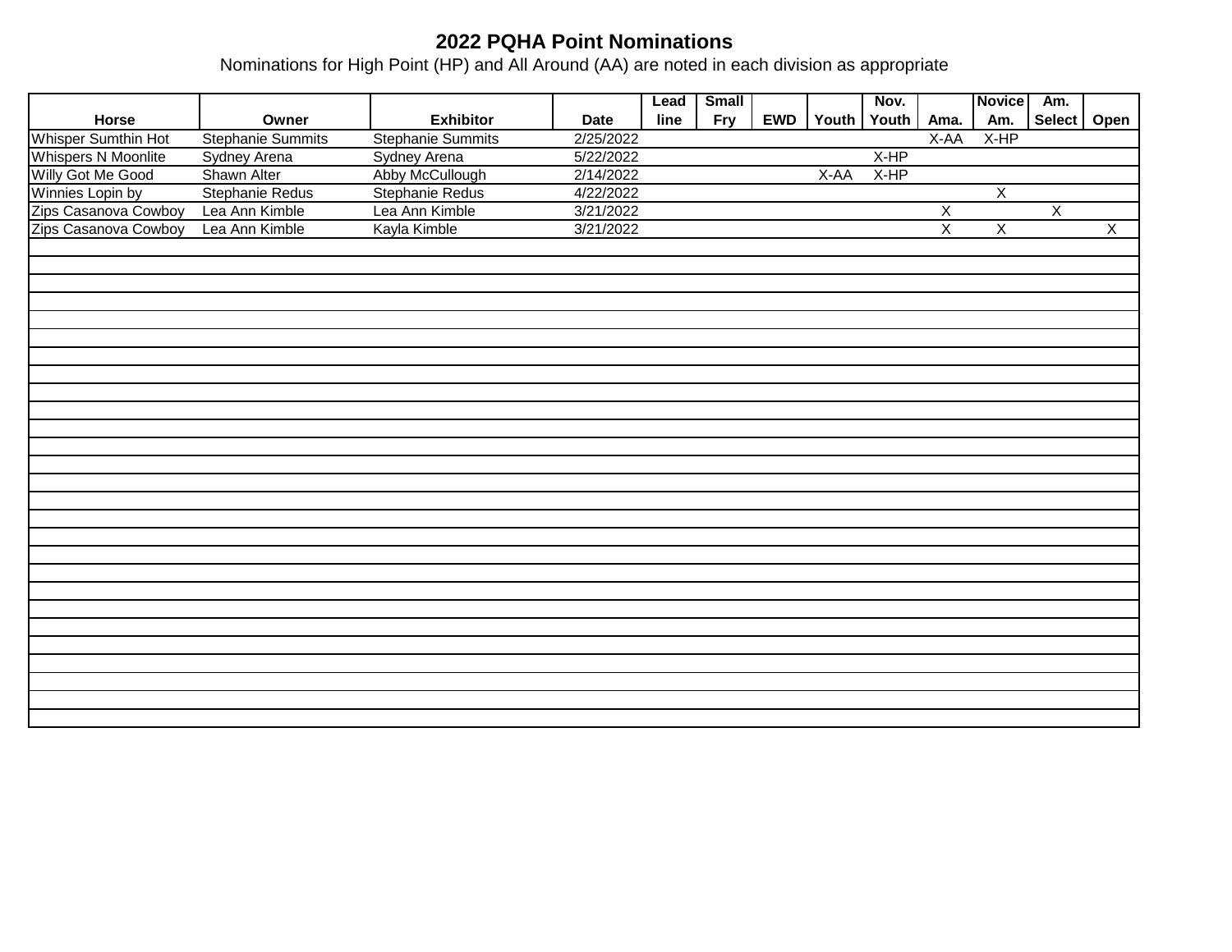**2022 PQHA Point Nominations**

Nominations for High Point (HP) and All Around (AA) are noted in each division as appropriate

| Horse | Owner | Exhibitor | Date | Lead line | Small Fry | EWD | Youth | Nov. Youth | Ama. | Novice Am. | Am. Select | Open |
|---|---|---|---|---|---|---|---|---|---|---|---|---|
| Whisper Sumthin Hot | Stephanie Summits | Stephanie Summits | 2/25/2022 | | | | | | X-AA | X-HP | | |
| Whispers N Moonlite | Sydney Arena | Sydney Arena | 5/22/2022 | | | | | X-HP | | | | |
| Willy Got Me Good | Shawn Alter | Abby McCullough | 2/14/2022 | | | | X-AA | X-HP | | | | |
| Winnies Lopin by | Stephanie Redus | Stephanie Redus | 4/22/2022 | | | | | | | X | | |
| Zips Casanova Cowboy | Lea Ann Kimble | Lea Ann Kimble | 3/21/2022 | | | | | | X | | X | |
| Zips Casanova Cowboy | Lea Ann Kimble | Kayla Kimble | 3/21/2022 | | | | | | X | X | | X |